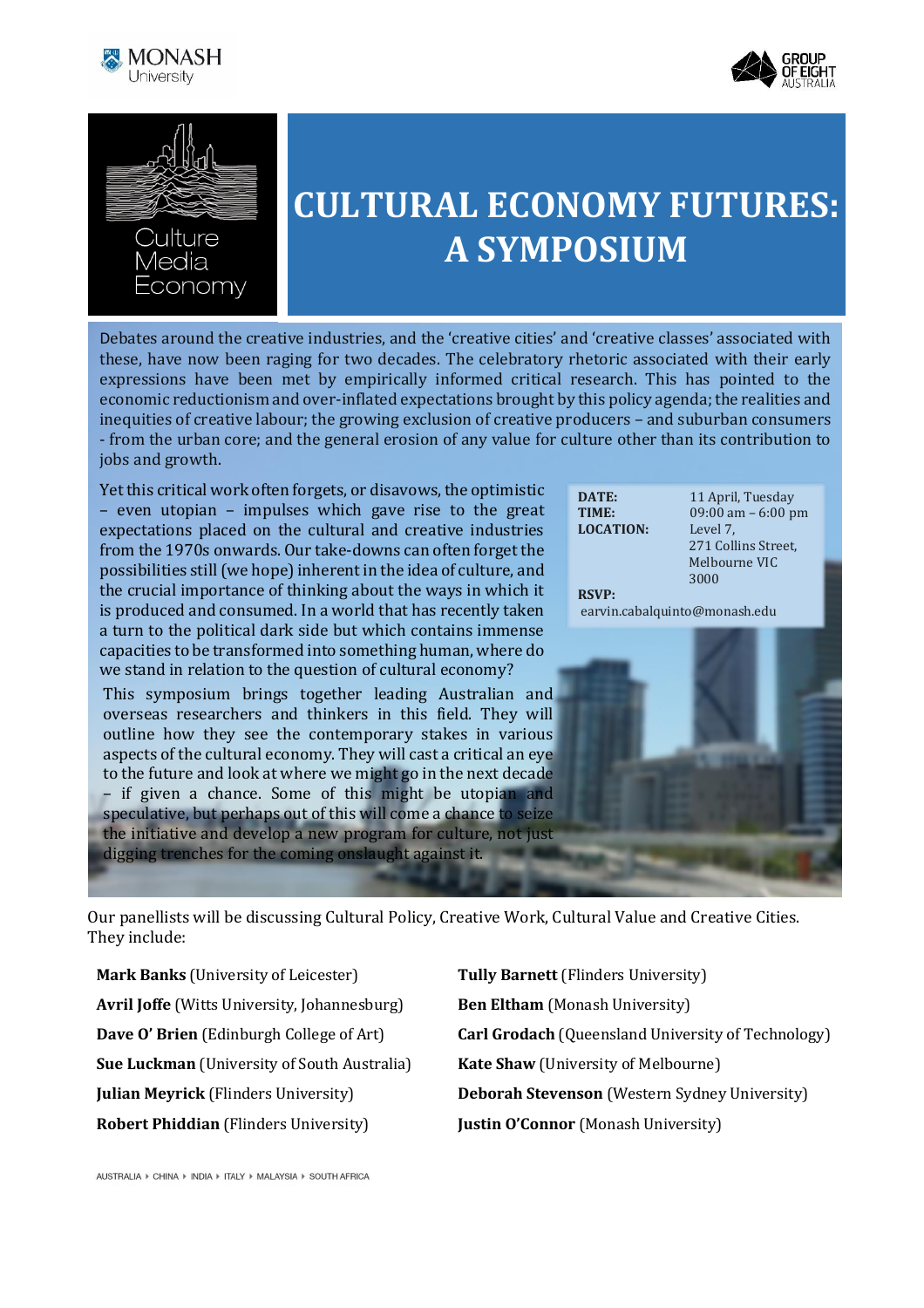MONASH University

GROUP OF EIGHT AUSTRALIA

Culture Media Economy

# CULTURAL ECONOMY FUTURES: A SYMPOSIUM

Debates around the creative industries, and the 'creative cities' and 'creative classes' associated with these, have now been raging for two decades. The celebratory rhetoric associated with their early expressions have been met by empirically informed critical research. This has pointed to the economic reductionism and over-inflated expectations brought by this policy agenda; the realities and inequities of creative labour; the growing exclusion of creative producers – and suburban consumers - from the urban core; and the general erosion of any value for culture other than its contribution to jobs and growth.

Yet this critical work often forgets, or disavows, the optimistic – even utopian – impulses which gave rise to the great expectations placed on the cultural and creative industries from the 1970s onwards. Our take-downs can often forget the possibilities still (we hope) inherent in the idea of culture, and the crucial importance of thinking about the ways in which it is produced and consumed. In a world that has recently taken a turn to the political dark side but which contains immense capacities to be transformed into something human, where do we stand in relation to the question of cultural economy?

This symposium brings together leading Australian and overseas researchers and thinkers in this field. They will outline how they see the contemporary stakes in various aspects of the cultural economy. They will cast a critical an eye to the future and look at where we might go in the next decade – if given a chance. Some of this might be utopian and speculative, but perhaps out of this will come a chance to seize the initiative and develop a new program for culture, not just digging trenches for the coming onslaught against it.

**DATE:** 11 April, Tuesday
**TIME:** 09:00 am – 6:00 pm
**LOCATION:** Level 7, 271 Collins Street, Melbourne VIC 3000

**RSVP:** earvin.cabalquinto@monash.edu

Our panellists will be discussing Cultural Policy, Creative Work, Cultural Value and Creative Cities. They include:

- **Mark Banks** (University of Leicester)
- **Avril Joffe** (Witts University, Johannesburg)
- **Dave O' Brien** (Edinburgh College of Art)
- **Sue Luckman** (University of South Australia)
- **Julian Meyrick** (Flinders University)
- **Robert Phiddian** (Flinders University)
- **Tully Barnett** (Flinders University)
- **Ben Eltham** (Monash University)
- **Carl Grodach** (Queensland University of Technology)
- **Kate Shaw** (University of Melbourne)
- **Deborah Stevenson** (Western Sydney University)
- **Justin O'Connor** (Monash University)

AUSTRALIA ▸ CHINA ▸ INDIA ▸ ITALY ▸ MALAYSIA ▸ SOUTH AFRICA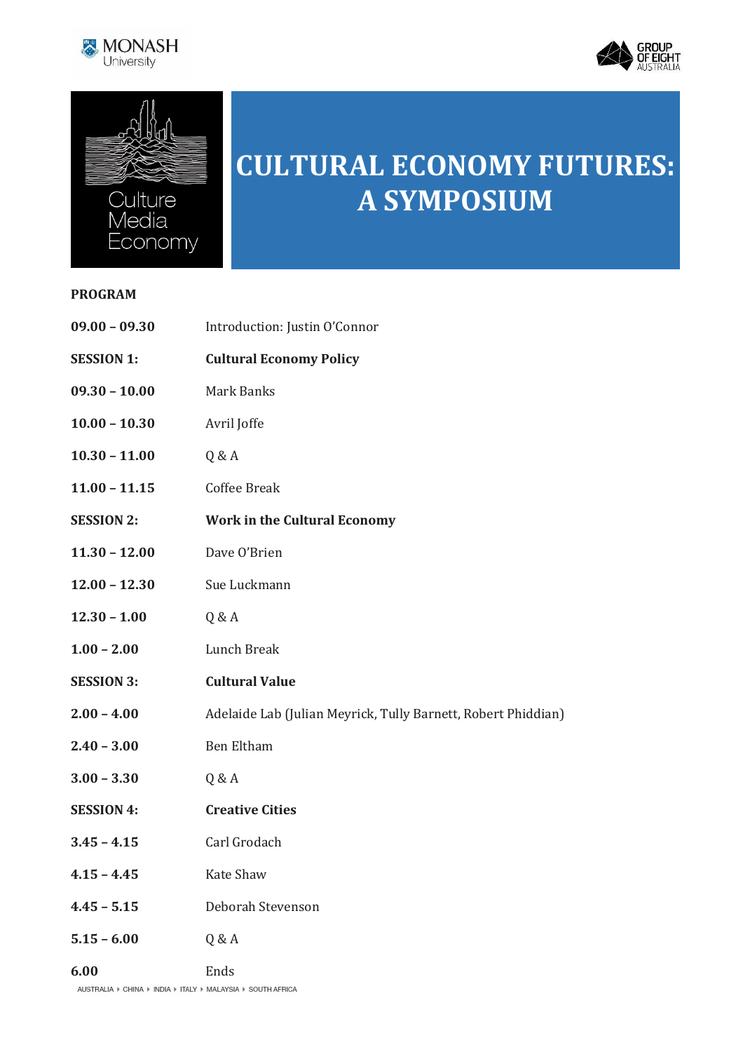# CULTURAL ECONOMY FUTURES: A SYMPOSIUM

**PROGRAM**

| | |
|---|---|
| **09.00 – 09.30** | Introduction: Justin O'Connor |
| **SESSION 1:** | **Cultural Economy Policy** |
| **09.30 – 10.00** | Mark Banks |
| **10.00 – 10.30** | Avril Joffe |
| **10.30 – 11.00** | Q & A |
| **11.00 – 11.15** | Coffee Break |
| **SESSION 2:** | **Work in the Cultural Economy** |
| **11.30 – 12.00** | Dave O'Brien |
| **12.00 – 12.30** | Sue Luckmann |
| **12.30 – 1.00** | Q & A |
| **1.00 – 2.00** | Lunch Break |
| **SESSION 3:** | **Cultural Value** |
| **2.00 – 4.00** | Adelaide Lab (Julian Meyrick, Tully Barnett, Robert Phiddian) |
| **2.40 – 3.00** | Ben Eltham |
| **3.00 – 3.30** | Q & A |
| **SESSION 4:** | **Creative Cities** |
| **3.45 – 4.15** | Carl Grodach |
| **4.15 – 4.45** | Kate Shaw |
| **4.45 – 5.15** | Deborah Stevenson |
| **5.15 – 6.00** | Q & A |
| **6.00** | Ends |

AUSTRALIA ▸ CHINA ▸ INDIA ▸ ITALY ▸ MALAYSIA ▸ SOUTH AFRICA